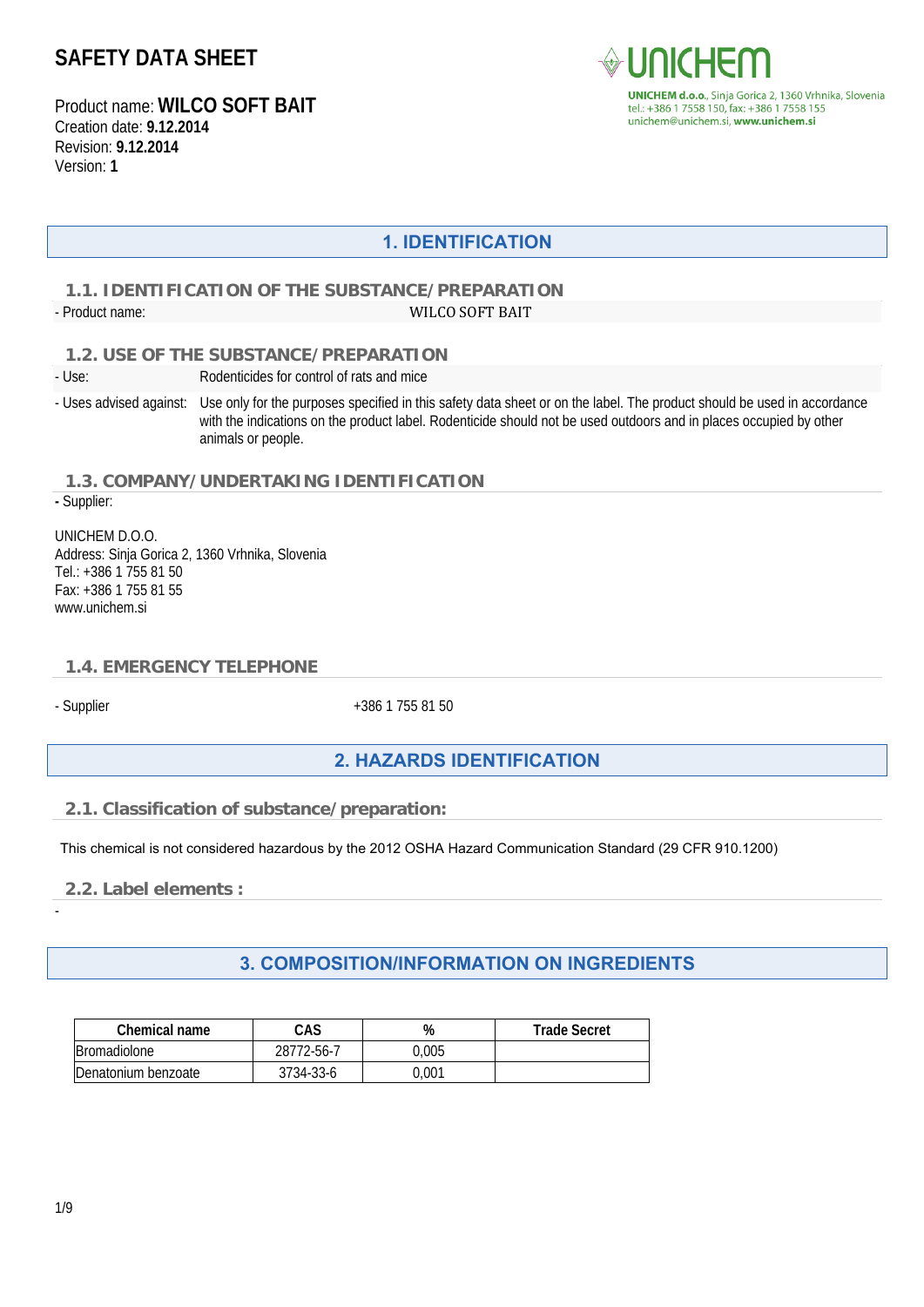# SAFETY DATA SHEET

Product name: **WILCO SOFT BAIT**
Creation date: **9.12.2014**
Revision: **9.12.2014**
Version: **1**

UNICHEM

**UNICHEM d.o.o.**, Sinja Gorica 2, 1360 Vrhnika, Slovenia
tel.: +386 1 7558 150, fax: +386 1 7558 155
unichem@unichem.si, **www.unichem.si**

## 1. IDENTIFICATION

### 1.1. IDENTIFICATION OF THE SUBSTANCE/PREPARATION

- Product name: WILCO SOFT BAIT

### 1.2. USE OF THE SUBSTANCE/PREPARATION

- Use: Rodenticides for control of rats and mice
- Uses advised against: Use only for the purposes specified in this safety data sheet or on the label. The product should be used in accordance with the indications on the product label. Rodenticide should not be used outdoors and in places occupied by other animals or people.

### 1.3. COMPANY/UNDERTAKING IDENTIFICATION

**-** Supplier:

UNICHEM D.O.O.
Address: Sinja Gorica 2, 1360 Vrhnika, Slovenia
Tel.: +386 1 755 81 50
Fax: +386 1 755 81 55
www.unichem.si

### 1.4. EMERGENCY TELEPHONE

- Supplier: +386 1 755 81 50

## 2. HAZARDS IDENTIFICATION

### 2.1. Classification of substance/preparation:

This chemical is not considered hazardous by the 2012 OSHA Hazard Communication Standard (29 CFR 910.1200)

### 2.2. Label elements :

-

## 3. COMPOSITION/INFORMATION ON INGREDIENTS

| Chemical name | CAS | % | Trade Secret |
|---|---|---|---|
| Bromadiolone | 28772-56-7 | 0,005 | |
| Denatonium benzoate | 3734-33-6 | 0,001 | |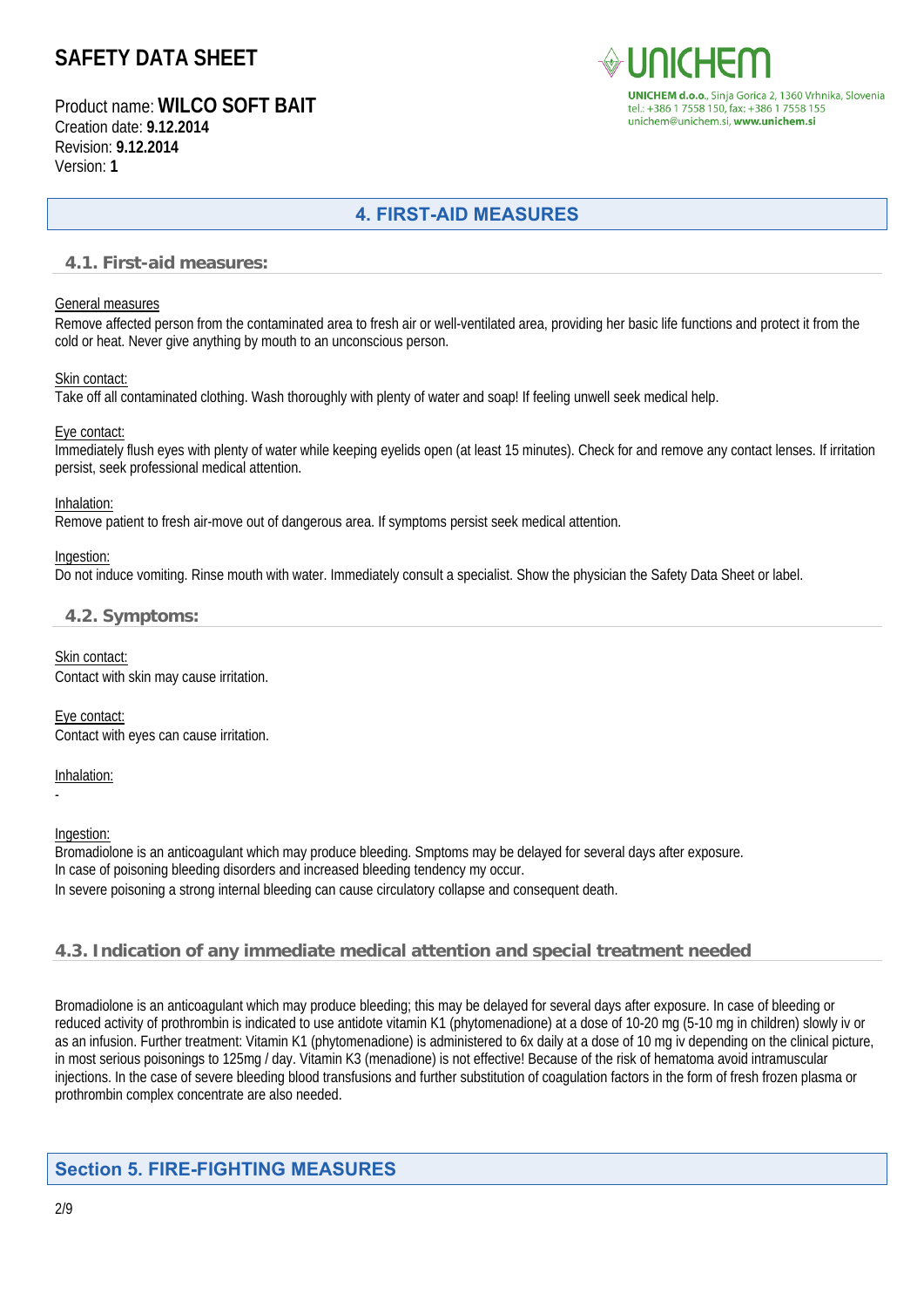## 4. FIRST-AID MEASURES

### 4.1. First-aid measures:

General measures

Remove affected person from the contaminated area to fresh air or well-ventilated area, providing her basic life functions and protect it from the cold or heat. Never give anything by mouth to an unconscious person.

Skin contact:

Take off all contaminated clothing. Wash thoroughly with plenty of water and soap! If feeling unwell seek medical help.

Eye contact:

Immediately flush eyes with plenty of water while keeping eyelids open (at least 15 minutes). Check for and remove any contact lenses. If irritation persist, seek professional medical attention.

Inhalation:

Remove patient to fresh air-move out of dangerous area. If symptoms persist seek medical attention.

Ingestion:

Do not induce vomiting. Rinse mouth with water. Immediately consult a specialist. Show the physician the Safety Data Sheet or label.

### 4.2. Symptoms:

Skin contact:

Contact with skin may cause irritation.

Eye contact:

Contact with eyes can cause irritation.

Inhalation:

-

Ingestion:

Bromadiolone is an anticoagulant which may produce bleeding. Smptoms may be delayed for several days after exposure.
In case of poisoning bleeding disorders and increased bleeding tendency my occur.
In severe poisoning a strong internal bleeding can cause circulatory collapse and consequent death.

### 4.3. Indication of any immediate medical attention and special treatment needed

Bromadiolone is an anticoagulant which may produce bleeding; this may be delayed for several days after exposure. In case of bleeding or reduced activity of prothrombin is indicated to use antidote vitamin K1 (phytomenadione) at a dose of 10-20 mg (5-10 mg in children) slowly iv or as an infusion. Further treatment: Vitamin K1 (phytomenadione) is administered to 6x daily at a dose of 10 mg iv depending on the clinical picture, in most serious poisonings to 125mg / day. Vitamin K3 (menadione) is not effective! Because of the risk of hematoma avoid intramuscular injections. In the case of severe bleeding blood transfusions and further substitution of coagulation factors in the form of fresh frozen plasma or prothrombin complex concentrate are also needed.

## Section 5. FIRE-FIGHTING MEASURES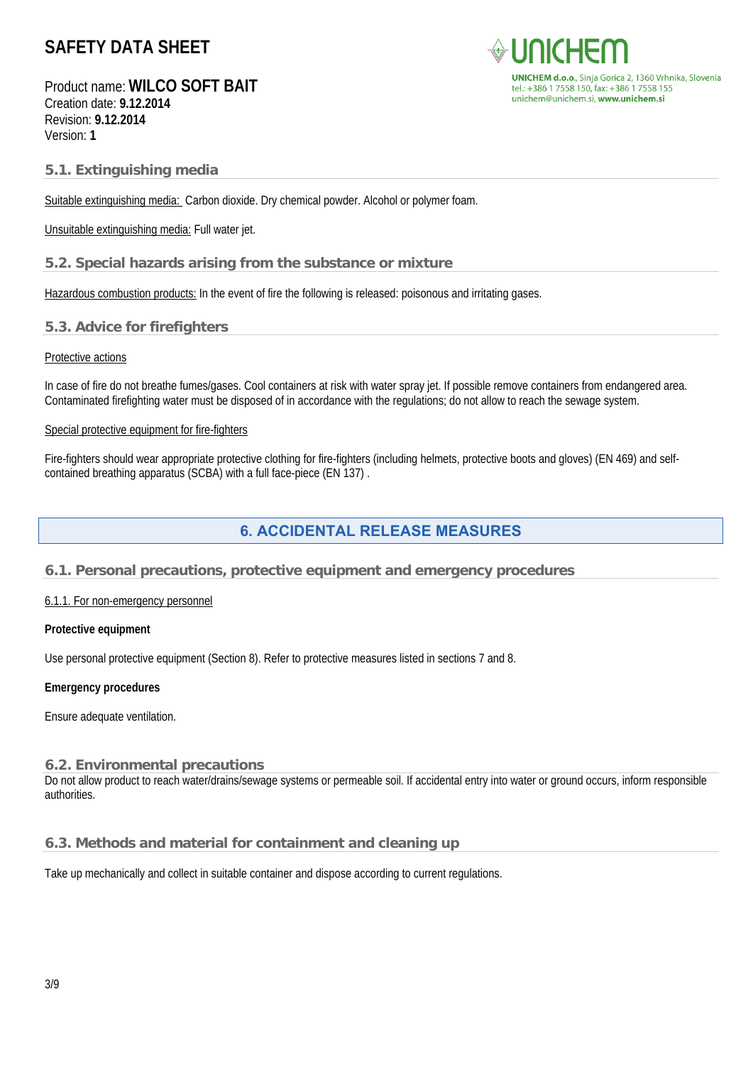### 5.1. Extinguishing media

Suitable extinguishing media: Carbon dioxide. Dry chemical powder. Alcohol or polymer foam.

Unsuitable extinguishing media: Full water jet.

### 5.2. Special hazards arising from the substance or mixture

Hazardous combustion products: In the event of fire the following is released: poisonous and irritating gases.

### 5.3. Advice for firefighters

Protective actions

In case of fire do not breathe fumes/gases. Cool containers at risk with water spray jet. If possible remove containers from endangered area. Contaminated firefighting water must be disposed of in accordance with the regulations; do not allow to reach the sewage system.

Special protective equipment for fire-fighters

Fire-fighters should wear appropriate protective clothing for fire-fighters (including helmets, protective boots and gloves) (EN 469) and self-contained breathing apparatus (SCBA) with a full face-piece (EN 137) .

## 6. ACCIDENTAL RELEASE MEASURES

### 6.1. Personal precautions, protective equipment and emergency procedures

6.1.1. For non-emergency personnel

**Protective equipment**

Use personal protective equipment (Section 8). Refer to protective measures listed in sections 7 and 8.

**Emergency procedures**

Ensure adequate ventilation.

### 6.2. Environmental precautions

Do not allow product to reach water/drains/sewage systems or permeable soil. If accidental entry into water or ground occurs, inform responsible authorities.

### 6.3. Methods and material for containment and cleaning up

Take up mechanically and collect in suitable container and dispose according to current regulations.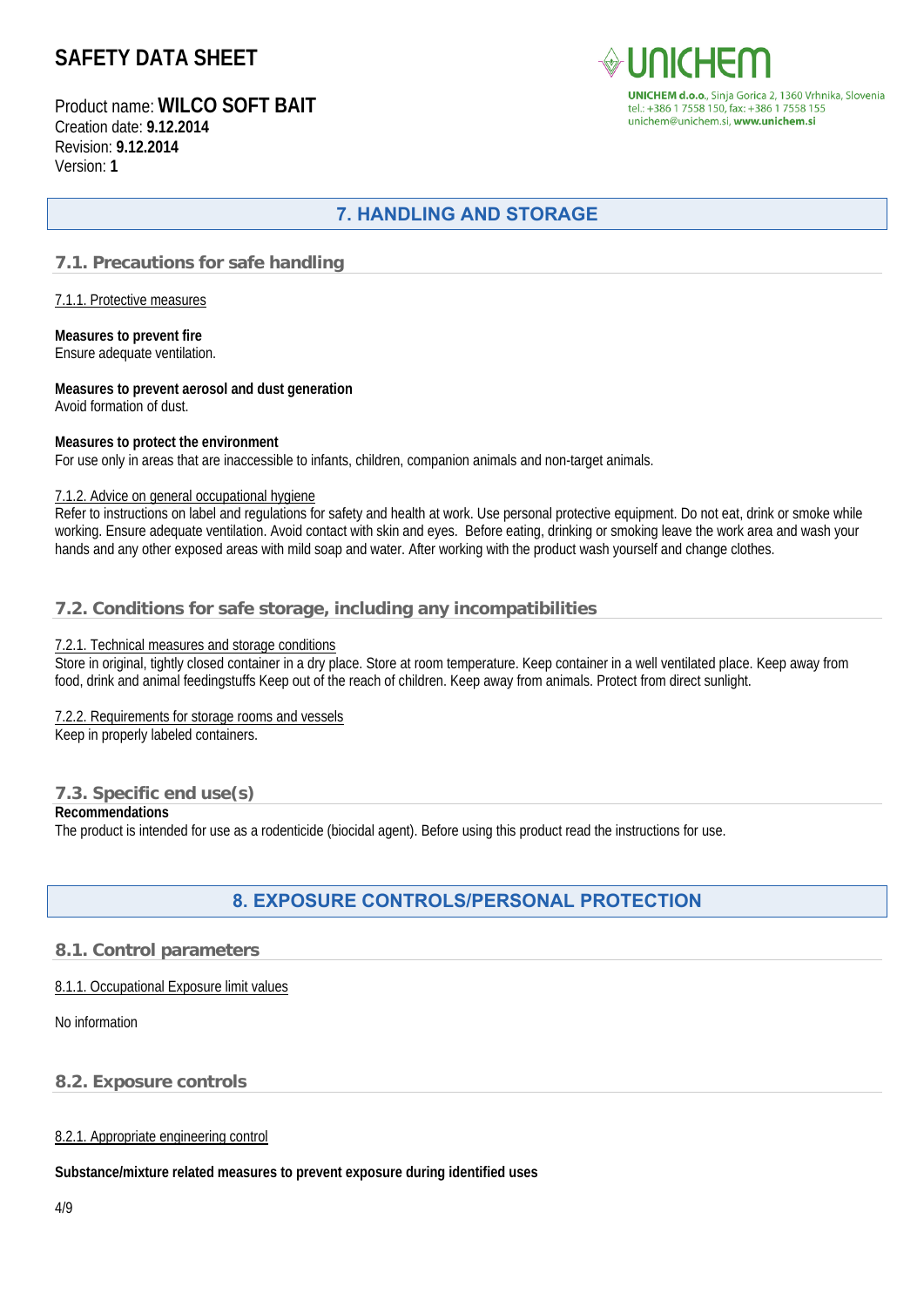## 7. HANDLING AND STORAGE

### 7.1. Precautions for safe handling

7.1.1. Protective measures

**Measures to prevent fire**
Ensure adequate ventilation.

**Measures to prevent aerosol and dust generation**
Avoid formation of dust.

**Measures to protect the environment**
For use only in areas that are inaccessible to infants, children, companion animals and non-target animals.

7.1.2. Advice on general occupational hygiene
Refer to instructions on label and regulations for safety and health at work. Use personal protective equipment. Do not eat, drink or smoke while working. Ensure adequate ventilation. Avoid contact with skin and eyes. Before eating, drinking or smoking leave the work area and wash your hands and any other exposed areas with mild soap and water. After working with the product wash yourself and change clothes.

### 7.2. Conditions for safe storage, including any incompatibilities

7.2.1. Technical measures and storage conditions
Store in original, tightly closed container in a dry place. Store at room temperature. Keep container in a well ventilated place. Keep away from food, drink and animal feedingstuffs Keep out of the reach of children. Keep away from animals. Protect from direct sunlight.

7.2.2. Requirements for storage rooms and vessels
Keep in properly labeled containers.

### 7.3. Specific end use(s)

**Recommendations**
The product is intended for use as a rodenticide (biocidal agent). Before using this product read the instructions for use.

## 8. EXPOSURE CONTROLS/PERSONAL PROTECTION

### 8.1. Control parameters

8.1.1. Occupational Exposure limit values

No information

### 8.2. Exposure controls

8.2.1. Appropriate engineering control

**Substance/mixture related measures to prevent exposure during identified uses**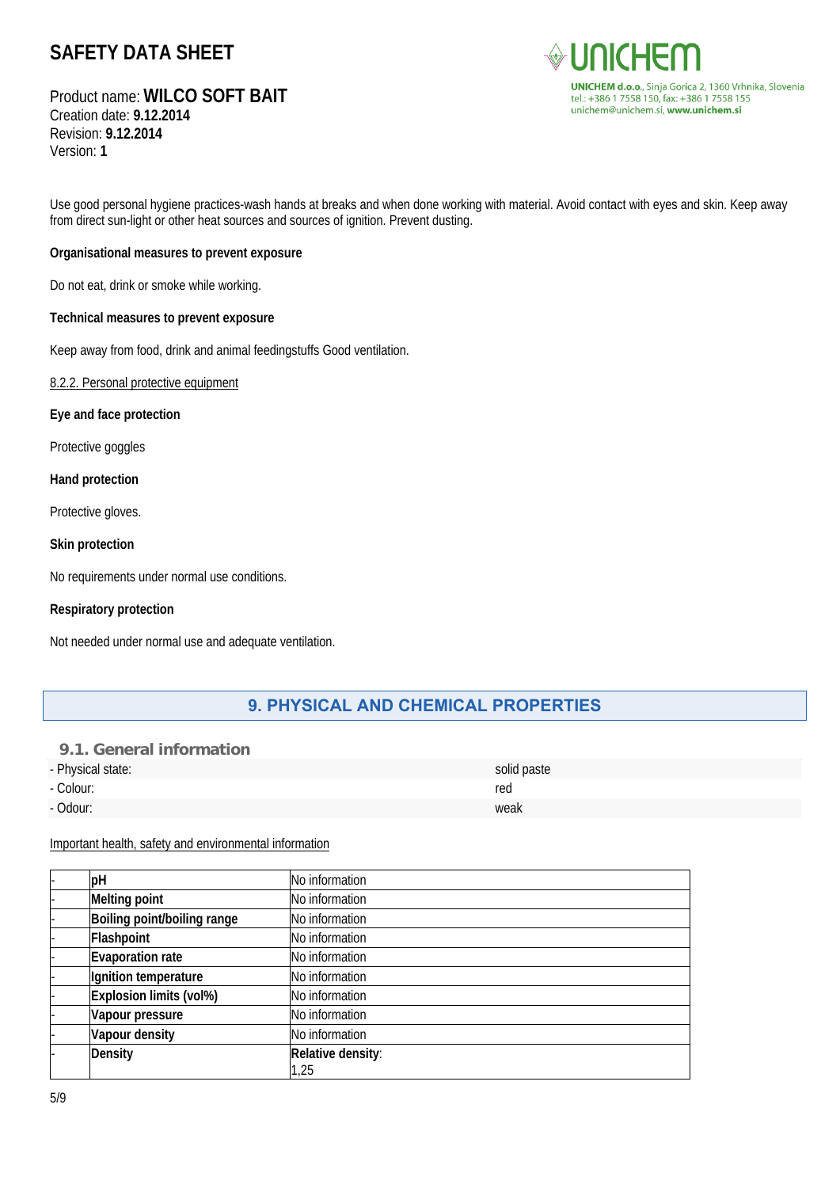Use good personal hygiene practices-wash hands at breaks and when done working with material. Avoid contact with eyes and skin. Keep away from direct sun-light or other heat sources and sources of ignition. Prevent dusting.

**Organisational measures to prevent exposure**

Do not eat, drink or smoke while working.

**Technical measures to prevent exposure**

Keep away from food, drink and animal feedingstuffs Good ventilation.

8.2.2. Personal protective equipment

**Eye and face protection**

Protective goggles

**Hand protection**

Protective gloves.

**Skin protection**

No requirements under normal use conditions.

**Respiratory protection**

Not needed under normal use and adequate ventilation.

## 9. PHYSICAL AND CHEMICAL PROPERTIES

### 9.1. General information

| | |
|---|---|
| - Physical state: | solid paste |
| - Colour: | red |
| - Odour: | weak |

Important health, safety and environmental information

| | | |
|---|---|---|
| - | **pH** | No information |
| - | **Melting point** | No information |
| - | **Boiling point/boiling range** | No information |
| - | **Flashpoint** | No information |
| - | **Evaporation rate** | No information |
| - | **Ignition temperature** | No information |
| - | **Explosion limits (vol%)** | No information |
| - | **Vapour pressure** | No information |
| - | **Vapour density** | No information |
| - | **Density** | **Relative density**: 1,25 |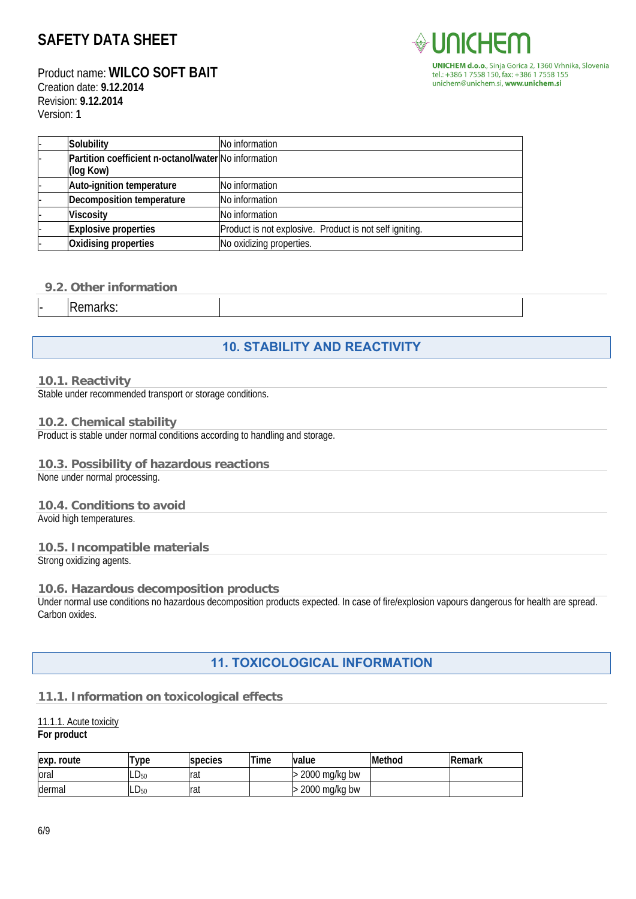| - | Solubility | No information |
|---|---|---|
| - | **Partition coefficient n-octanol/water (log Kow)** | No information |
| - | **Auto-ignition temperature** | No information |
| - | **Decomposition temperature** | No information |
| - | **Viscosity** | No information |
| - | **Explosive properties** | Product is not explosive. Product is not self igniting. |
| - | **Oxidising properties** | No oxidizing properties. |

### 9.2. Other information

| - | Remarks: | |
|---|---|---|

## 10. STABILITY AND REACTIVITY

### 10.1. Reactivity

Stable under recommended transport or storage conditions.

### 10.2. Chemical stability

Product is stable under normal conditions according to handling and storage.

### 10.3. Possibility of hazardous reactions

None under normal processing.

### 10.4. Conditions to avoid

Avoid high temperatures.

### 10.5. Incompatible materials

Strong oxidizing agents.

### 10.6. Hazardous decomposition products

Under normal use conditions no hazardous decomposition products expected. In case of fire/explosion vapours dangerous for health are spread. Carbon oxides.

## 11. TOXICOLOGICAL INFORMATION

### 11.1. Information on toxicological effects

11.1.1. Acute toxicity

**For product**

| exp. route | Type | species | Time | value | Method | Remark |
|---|---|---|---|---|---|---|
| oral | $LD_{50}$ | rat | | > 2000 mg/kg bw | | |
| dermal | $LD_{50}$ | rat | | > 2000 mg/kg bw | | |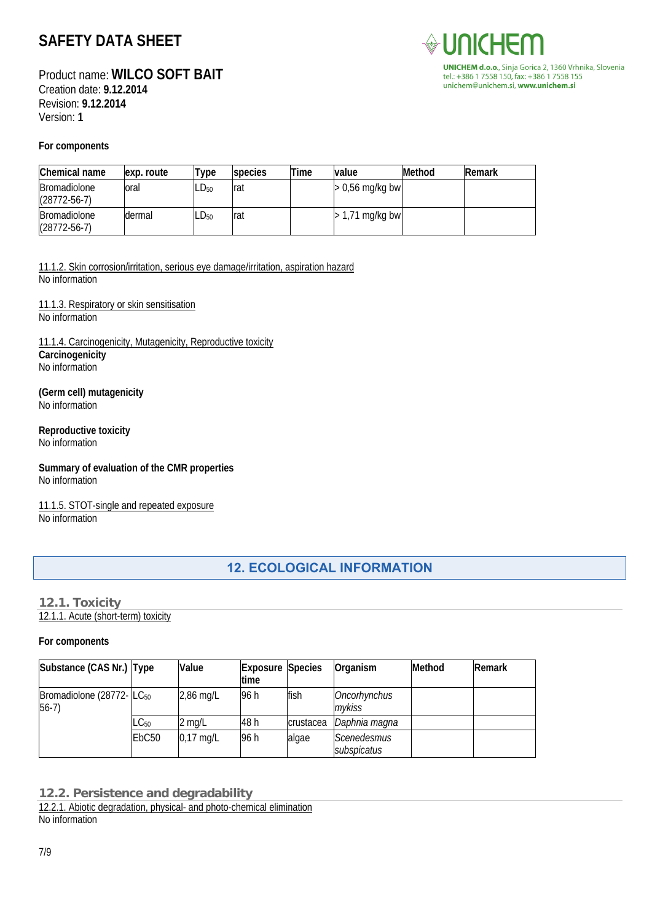**For components**

| Chemical name | exp. route | Type | species | Time | value | Method | Remark |
|---|---|---|---|---|---|---|---|
| Bromadiolone (28772-56-7) | oral | $LD_{50}$ | rat | | > 0,56 mg/kg bw | | |
| Bromadiolone (28772-56-7) | dermal | $LD_{50}$ | rat | | > 1,71 mg/kg bw | | |

11.1.2. Skin corrosion/irritation, serious eye damage/irritation, aspiration hazard

No information

11.1.3. Respiratory or skin sensitisation

No information

11.1.4. Carcinogenicity, Mutagenicity, Reproductive toxicity

**Carcinogenicity**

No information

**(Germ cell) mutagenicity**

No information

**Reproductive toxicity**

No information

**Summary of evaluation of the CMR properties**

No information

11.1.5. STOT-single and repeated exposure

No information

## 12. ECOLOGICAL INFORMATION

### 12.1. Toxicity

12.1.1. Acute (short-term) toxicity

**For components**

| Substance (CAS Nr.) | Type | Value | Exposure time | Species | Organism | Method | Remark |
|---|---|---|---|---|---|---|---|
| Bromadiolone (28772-56-7) | $LC_{50}$ | 2,86 mg/L | 96 h | fish | *Oncorhynchus mykiss* | | |
| | $LC_{50}$ | 2 mg/L | 48 h | crustacea | *Daphnia magna* | | |
| | EbC50 | 0,17 mg/L | 96 h | algae | *Scenedesmus subspicatus* | | |

### 12.2. Persistence and degradability

12.2.1. Abiotic degradation, physical- and photo-chemical elimination

No information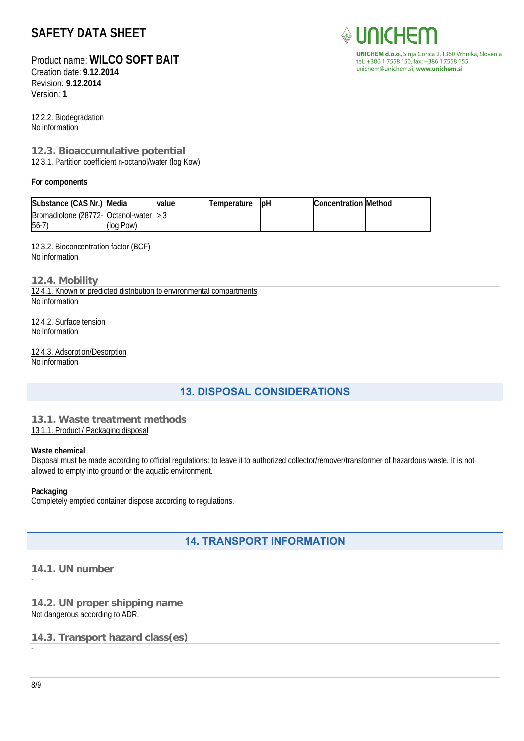12.2.2. Biodegradation
No information

### 12.3. Bioaccumulative potential

12.3.1. Partition coefficient n-octanol/water (log Kow)

**For components**

| Substance (CAS Nr.) | Media | value | Temperature | pH | Concentration | Method |
|---|---|---|---|---|---|---|
| Bromadiolone (28772-56-7) | Octanol-water (log Pow) | > 3 | | | | |

12.3.2. Bioconcentration factor (BCF)
No information

### 12.4. Mobility

12.4.1. Known or predicted distribution to environmental compartments
No information

12.4.2. Surface tension
No information

12.4.3. Adsorption/Desorption
No information

## 13. DISPOSAL CONSIDERATIONS

### 13.1. Waste treatment methods

13.1.1. Product / Packaging disposal

**Waste chemical**
Disposal must be made according to official regulations: to leave it to authorized collector/remover/transformer of hazardous waste. It is not allowed to empty into ground or the aquatic environment.

**Packaging**
Completely emptied container dispose according to regulations.

## 14. TRANSPORT INFORMATION

### 14.1. UN number

-

### 14.2. UN proper shipping name

Not dangerous according to ADR.

### 14.3. Transport hazard class(es)

-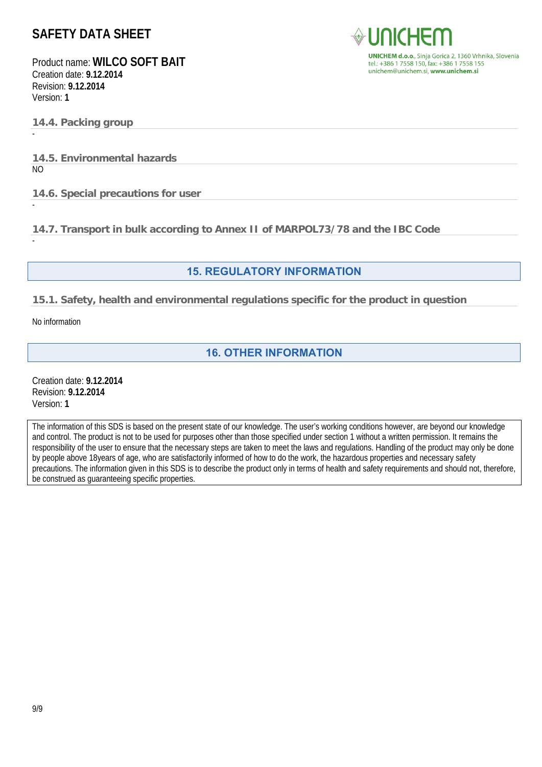### 14.4. Packing group

-

### 14.5. Environmental hazards

NO

### 14.6. Special precautions for user

-

### 14.7. Transport in bulk according to Annex II of MARPOL73/78 and the IBC Code

-

## 15. REGULATORY INFORMATION

### 15.1. Safety, health and environmental regulations specific for the product in question

No information

## 16. OTHER INFORMATION

Creation date: **9.12.2014**
Revision: **9.12.2014**
Version: **1**

The information of this SDS is based on the present state of our knowledge. The user's working conditions however, are beyond our knowledge and control. The product is not to be used for purposes other than those specified under section 1 without a written permission. It remains the responsibility of the user to ensure that the necessary steps are taken to meet the laws and regulations. Handling of the product may only be done by people above 18years of age, who are satisfactorily informed of how to do the work, the hazardous properties and necessary safety precautions. The information given in this SDS is to describe the product only in terms of health and safety requirements and should not, therefore, be construed as guaranteeing specific properties.